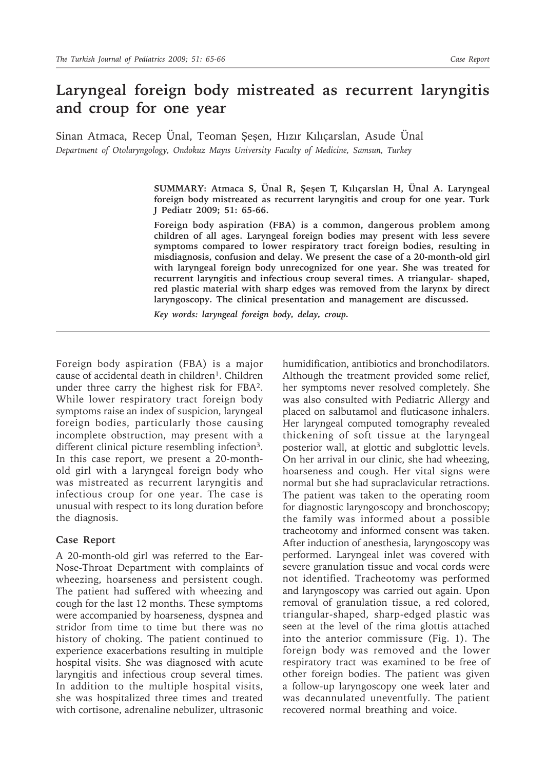# Laryngeal foreign body mistreated as recurrent laryngitis and croup for one year

Sinan Atmaca, Recep Ünal, Teoman Şeşen, Hızır Kılıçarslan, Asude Ünal

*Department of Otolaryngology, Ondokuz Mayıs University Faculty of Medicine, Samsun, Turkey*

**SUMMARY: Atmaca S, Ünal R, Şeşen T, Kılıçarslan H, Ünal A. Laryngeal foreign body mistreated as recurrent laryngitis and croup for one year. Turk J Pediatr 2009; 51: 65-66.**

**Foreign body aspiration (FBA) is a common, dangerous problem among children of all ages. Laryngeal foreign bodies may present with less severe symptoms compared to lower respiratory tract foreign bodies, resulting in misdiagnosis, confusion and delay. We present the case of a 20-month-old girl with laryngeal foreign body unrecognized for one year. She was treated for recurrent laryngitis and infectious croup several times. A triangular- shaped, red plastic material with sharp edges was removed from the larynx by direct laryngoscopy. The clinical presentation and management are discussed.**

***Key words: laryngeal foreign body, delay, croup.***

---

Foreign body aspiration (FBA) is a major cause of accidental death in children[1]. Children under three carry the highest risk for FBA[2]. While lower respiratory tract foreign body symptoms raise an index of suspicion, laryngeal foreign bodies, particularly those causing incomplete obstruction, may present with a different clinical picture resembling infection[3]. In this case report, we present a 20-month-old girl with a laryngeal foreign body who was mistreated as recurrent laryngitis and infectious croup for one year. The case is unusual with respect to its long duration before the diagnosis.

## Case Report

A 20-month-old girl was referred to the Ear-Nose-Throat Department with complaints of wheezing, hoarseness and persistent cough. The patient had suffered with wheezing and cough for the last 12 months. These symptoms were accompanied by hoarseness, dyspnea and stridor from time to time but there was no history of choking. The patient continued to experience exacerbations resulting in multiple hospital visits. She was diagnosed with acute laryngitis and infectious croup several times. In addition to the multiple hospital visits, she was hospitalized three times and treated with cortisone, adrenaline nebulizer, ultrasonic humidification, antibiotics and bronchodilators. Although the treatment provided some relief, her symptoms never resolved completely. She was also consulted with Pediatric Allergy and placed on salbutamol and fluticasone inhalers. Her laryngeal computed tomography revealed thickening of soft tissue at the laryngeal posterior wall, at glottic and subglottic levels. On her arrival in our clinic, she had wheezing, hoarseness and cough. Her vital signs were normal but she had supraclavicular retractions. The patient was taken to the operating room for diagnostic laryngoscopy and bronchoscopy; the family was informed about a possible tracheotomy and informed consent was taken. After induction of anesthesia, laryngoscopy was performed. Laryngeal inlet was covered with severe granulation tissue and vocal cords were not identified. Tracheotomy was performed and laryngoscopy was carried out again. Upon removal of granulation tissue, a red colored, triangular-shaped, sharp-edged plastic was seen at the level of the rima glottis attached into the anterior commissure (Fig. 1). The foreign body was removed and the lower respiratory tract was examined to be free of other foreign bodies. The patient was given a follow-up laryngoscopy one week later and was decannulated uneventfully. The patient recovered normal breathing and voice.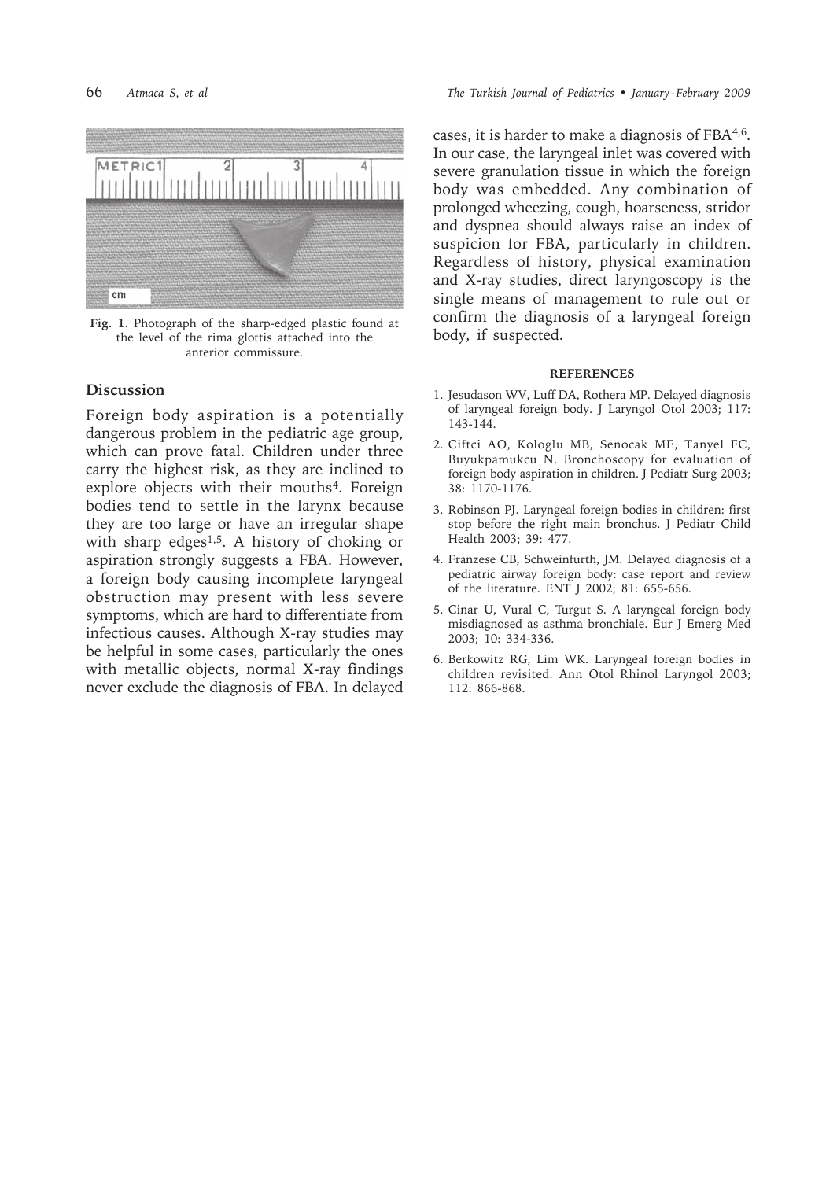Fig. 1. Photograph of the sharp-edged plastic found at the level of the rima glottis attached into the anterior commissure.

## Discussion

Foreign body aspiration is a potentially dangerous problem in the pediatric age group, which can prove fatal. Children under three carry the highest risk, as they are inclined to explore objects with their mouths[4]. Foreign bodies tend to settle in the larynx because they are too large or have an irregular shape with sharp edges[1,5]. A history of choking or aspiration strongly suggests a FBA. However, a foreign body causing incomplete laryngeal obstruction may present with less severe symptoms, which are hard to differentiate from infectious causes. Although X-ray studies may be helpful in some cases, particularly the ones with metallic objects, normal X-ray findings never exclude the diagnosis of FBA. In delayed cases, it is harder to make a diagnosis of FBA[4,6]. In our case, the laryngeal inlet was covered with severe granulation tissue in which the foreign body was embedded. Any combination of prolonged wheezing, cough, hoarseness, stridor and dyspnea should always raise an index of suspicion for FBA, particularly in children. Regardless of history, physical examination and X-ray studies, direct laryngoscopy is the single means of management to rule out or confirm the diagnosis of a laryngeal foreign body, if suspected.

## REFERENCES

1. Jesudason WV, Luff DA, Rothera MP. Delayed diagnosis of laryngeal foreign body. J Laryngol Otol 2003; 117: 143-144.
2. Ciftci AO, Kologlu MB, Senocak ME, Tanyel FC, Buyukpamukcu N. Bronchoscopy for evaluation of foreign body aspiration in children. J Pediatr Surg 2003; 38: 1170-1176.
3. Robinson PJ. Laryngeal foreign bodies in children: first stop before the right main bronchus. J Pediatr Child Health 2003; 39: 477.
4. Franzese CB, Schweinfurth, JM. Delayed diagnosis of a pediatric airway foreign body: case report and review of the literature. ENT J 2002; 81: 655-656.
5. Cinar U, Vural C, Turgut S. A laryngeal foreign body misdiagnosed as asthma bronchiale. Eur J Emerg Med 2003; 10: 334-336.
6. Berkowitz RG, Lim WK. Laryngeal foreign bodies in children revisited. Ann Otol Rhinol Laryngol 2003; 112: 866-868.